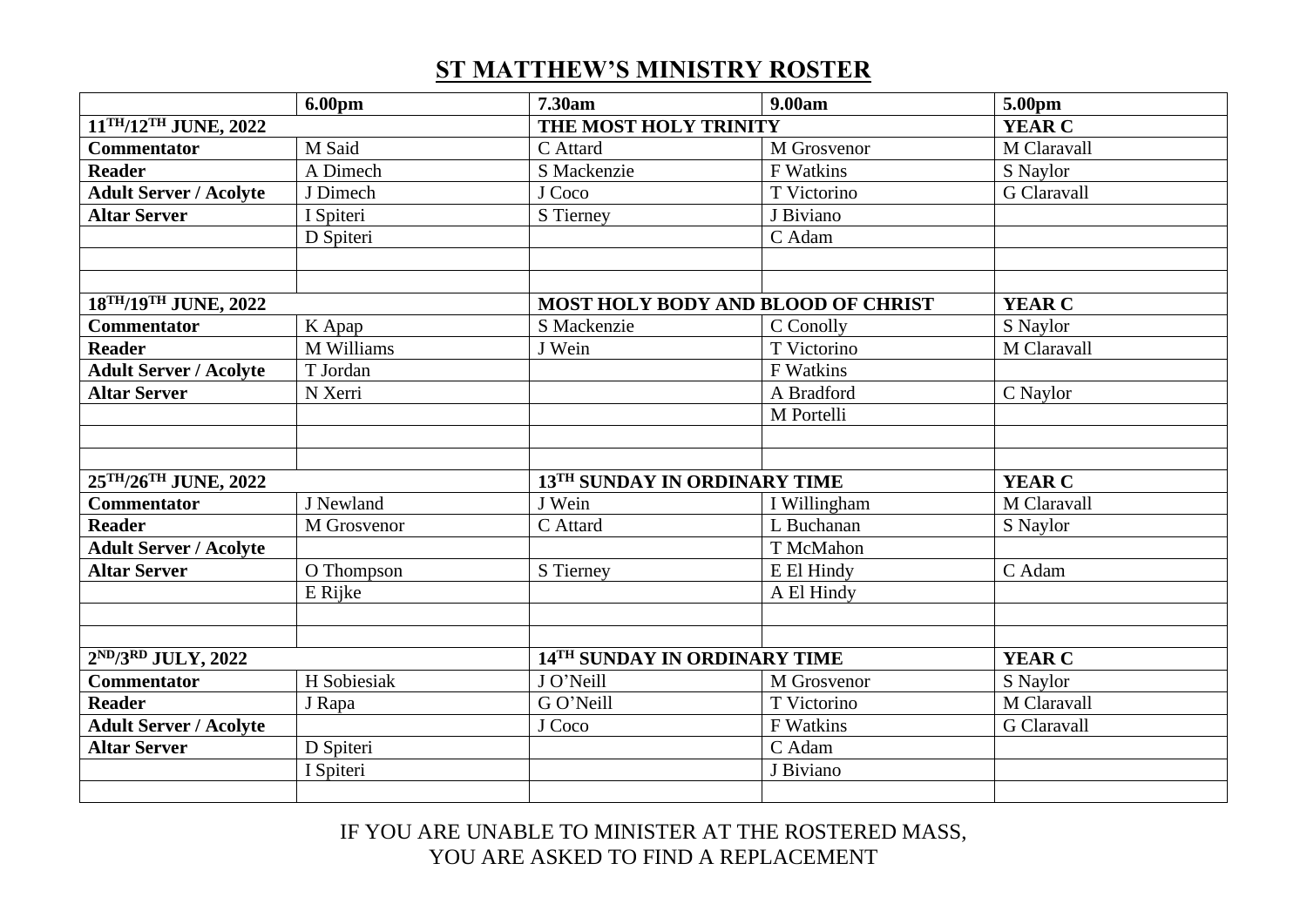# ST MATTHEW'S MINISTRY ROSTER

| | 6.00pm | 7.30am | 9.00am | 5.00pm |
|---|---|---|---|---|
| **11TH/12TH JUNE, 2022** | | **THE MOST HOLY TRINITY** | | **YEAR C** |
| **Commentator** | M Said | C Attard | M Grosvenor | M Claravall |
| **Reader** | A Dimech | S Mackenzie | F Watkins | S Naylor |
| **Adult Server / Acolyte** | J Dimech | J Coco | T Victorino | G Claravall |
| **Altar Server** | I Spiteri | S Tierney | J Biviano | |
| | D Spiteri | | C Adam | |
| | | | | |
| | | | | |
| **18TH/19TH JUNE, 2022** | | **MOST HOLY BODY AND BLOOD OF CHRIST** | | **YEAR C** |
| **Commentator** | K Apap | S Mackenzie | C Conolly | S Naylor |
| **Reader** | M Williams | J Wein | T Victorino | M Claravall |
| **Adult Server / Acolyte** | T Jordan | | F Watkins | |
| **Altar Server** | N Xerri | | A Bradford | C Naylor |
| | | | M Portelli | |
| | | | | |
| | | | | |
| **25TH/26TH JUNE, 2022** | | **13TH SUNDAY IN ORDINARY TIME** | | **YEAR C** |
| **Commentator** | J Newland | J Wein | I Willingham | M Claravall |
| **Reader** | M Grosvenor | C Attard | L Buchanan | S Naylor |
| **Adult Server / Acolyte** | | | T McMahon | |
| **Altar Server** | O Thompson | S Tierney | E El Hindy | C Adam |
| | E Rijke | | A El Hindy | |
| | | | | |
| | | | | |
| **2ND/3RD JULY, 2022** | | **14TH SUNDAY IN ORDINARY TIME** | | **YEAR C** |
| **Commentator** | H Sobiesiak | J O'Neill | M Grosvenor | S Naylor |
| **Reader** | J Rapa | G O'Neill | T Victorino | M Claravall |
| **Adult Server / Acolyte** | | J Coco | F Watkins | G Claravall |
| **Altar Server** | D Spiteri | | C Adam | |
| | I Spiteri | | J Biviano | |
| | | | | |

IF YOU ARE UNABLE TO MINISTER AT THE ROSTERED MASS,
YOU ARE ASKED TO FIND A REPLACEMENT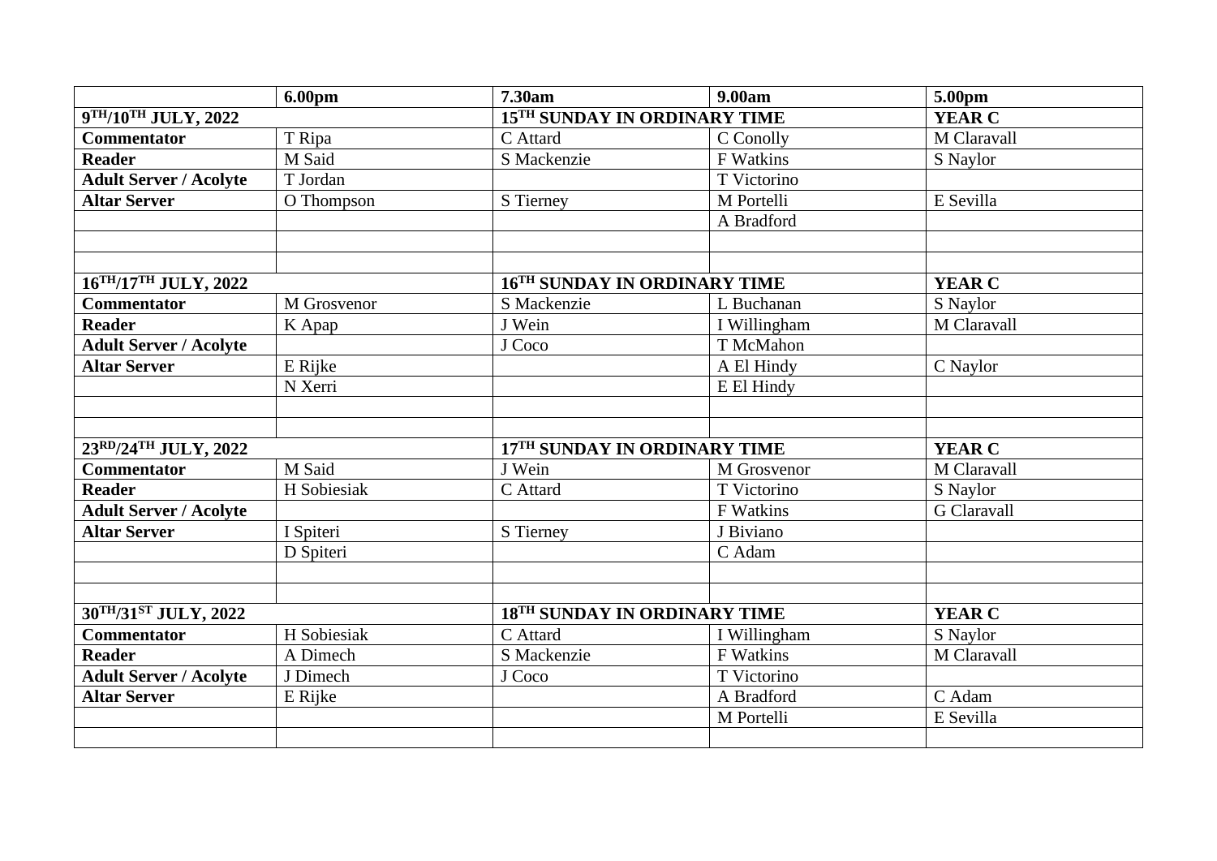| | 6.00pm | 7.30am | 9.00am | 5.00pm |
|---|---|---|---|---|
| **9TH/10TH JULY, 2022** | | **15TH SUNDAY IN ORDINARY TIME** | | **YEAR C** |
| **Commentator** | T Ripa | C Attard | C Conolly | M Claravall |
| **Reader** | M Said | S Mackenzie | F Watkins | S Naylor |
| **Adult Server / Acolyte** | T Jordan | | T Victorino | |
| **Altar Server** | O Thompson | S Tierney | M Portelli | E Sevilla |
| | | | A Bradford | |
| | | | | |
| | | | | |
| **16TH/17TH JULY, 2022** | | **16TH SUNDAY IN ORDINARY TIME** | | **YEAR C** |
| **Commentator** | M Grosvenor | S Mackenzie | L Buchanan | S Naylor |
| **Reader** | K Apap | J Wein | I Willingham | M Claravall |
| **Adult Server / Acolyte** | | J Coco | T McMahon | |
| **Altar Server** | E Rijke | | A El Hindy | C Naylor |
| | N Xerri | | E El Hindy | |
| | | | | |
| | | | | |
| **23RD/24TH JULY, 2022** | | **17TH SUNDAY IN ORDINARY TIME** | | **YEAR C** |
| **Commentator** | M Said | J Wein | M Grosvenor | M Claravall |
| **Reader** | H Sobiesiak | C Attard | T Victorino | S Naylor |
| **Adult Server / Acolyte** | | | F Watkins | G Claravall |
| **Altar Server** | I Spiteri | S Tierney | J Biviano | |
| | D Spiteri | | C Adam | |
| | | | | |
| | | | | |
| **30TH/31ST JULY, 2022** | | **18TH SUNDAY IN ORDINARY TIME** | | **YEAR C** |
| **Commentator** | H Sobiesiak | C Attard | I Willingham | S Naylor |
| **Reader** | A Dimech | S Mackenzie | F Watkins | M Claravall |
| **Adult Server / Acolyte** | J Dimech | J Coco | T Victorino | |
| **Altar Server** | E Rijke | | A Bradford | C Adam |
| | | | M Portelli | E Sevilla |
| | | | | |